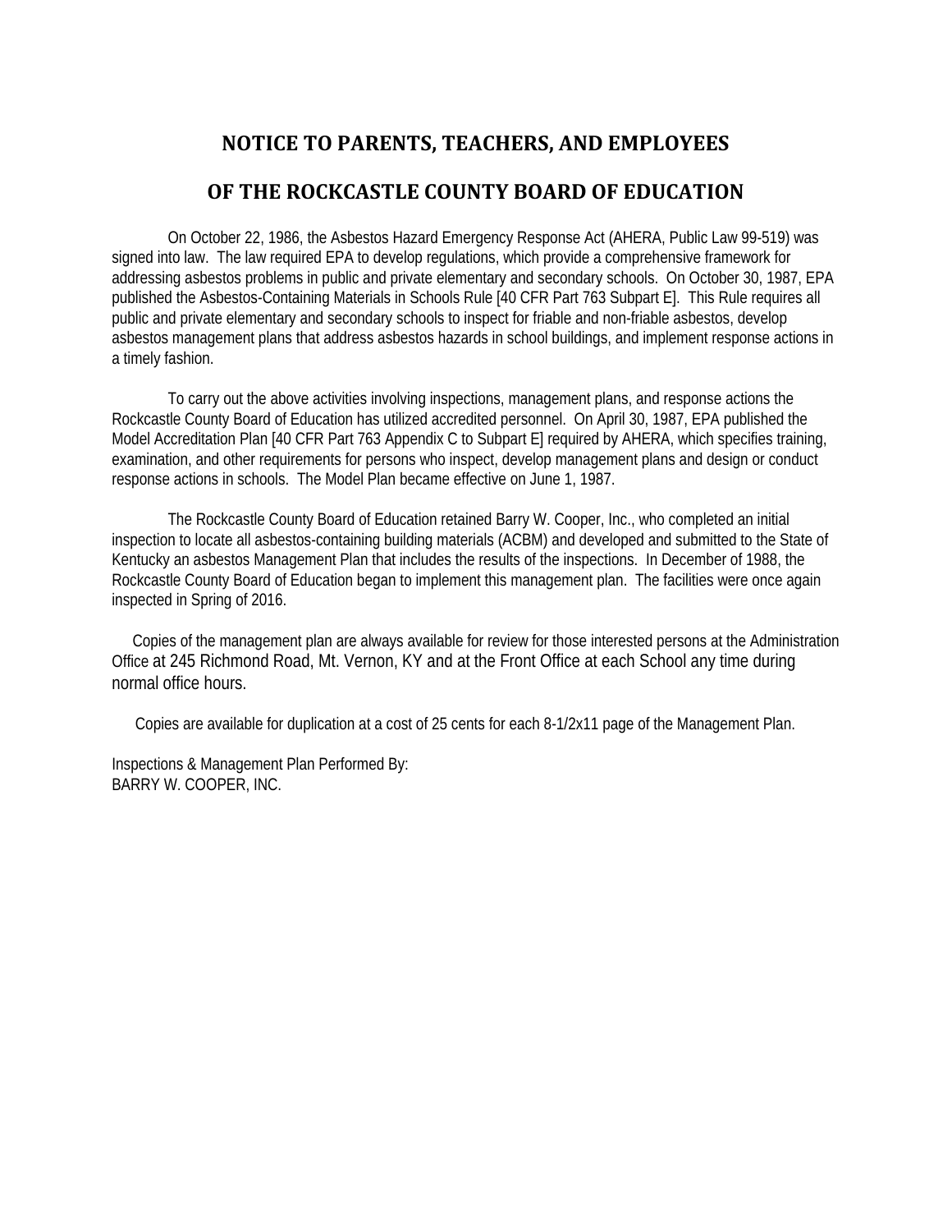# NOTICE TO PARENTS, TEACHERS, AND EMPLOYEES

# OF THE ROCKCASTLE COUNTY BOARD OF EDUCATION

On October 22, 1986, the Asbestos Hazard Emergency Response Act (AHERA, Public Law 99-519) was signed into law. The law required EPA to develop regulations, which provide a comprehensive framework for addressing asbestos problems in public and private elementary and secondary schools. On October 30, 1987, EPA published the Asbestos-Containing Materials in Schools Rule [40 CFR Part 763 Subpart E]. This Rule requires all public and private elementary and secondary schools to inspect for friable and non-friable asbestos, develop asbestos management plans that address asbestos hazards in school buildings, and implement response actions in a timely fashion.

To carry out the above activities involving inspections, management plans, and response actions the Rockcastle County Board of Education has utilized accredited personnel. On April 30, 1987, EPA published the Model Accreditation Plan [40 CFR Part 763 Appendix C to Subpart E] required by AHERA, which specifies training, examination, and other requirements for persons who inspect, develop management plans and design or conduct response actions in schools. The Model Plan became effective on June 1, 1987.

The Rockcastle County Board of Education retained Barry W. Cooper, Inc., who completed an initial inspection to locate all asbestos-containing building materials (ACBM) and developed and submitted to the State of Kentucky an asbestos Management Plan that includes the results of the inspections. In December of 1988, the Rockcastle County Board of Education began to implement this management plan. The facilities were once again inspected in Spring of 2016.

Copies of the management plan are always available for review for those interested persons at the Administration Office at 245 Richmond Road, Mt. Vernon, KY and at the Front Office at each School any time during normal office hours.

Copies are available for duplication at a cost of 25 cents for each 8-1/2x11 page of the Management Plan.

Inspections & Management Plan Performed By:
BARRY W. COOPER, INC.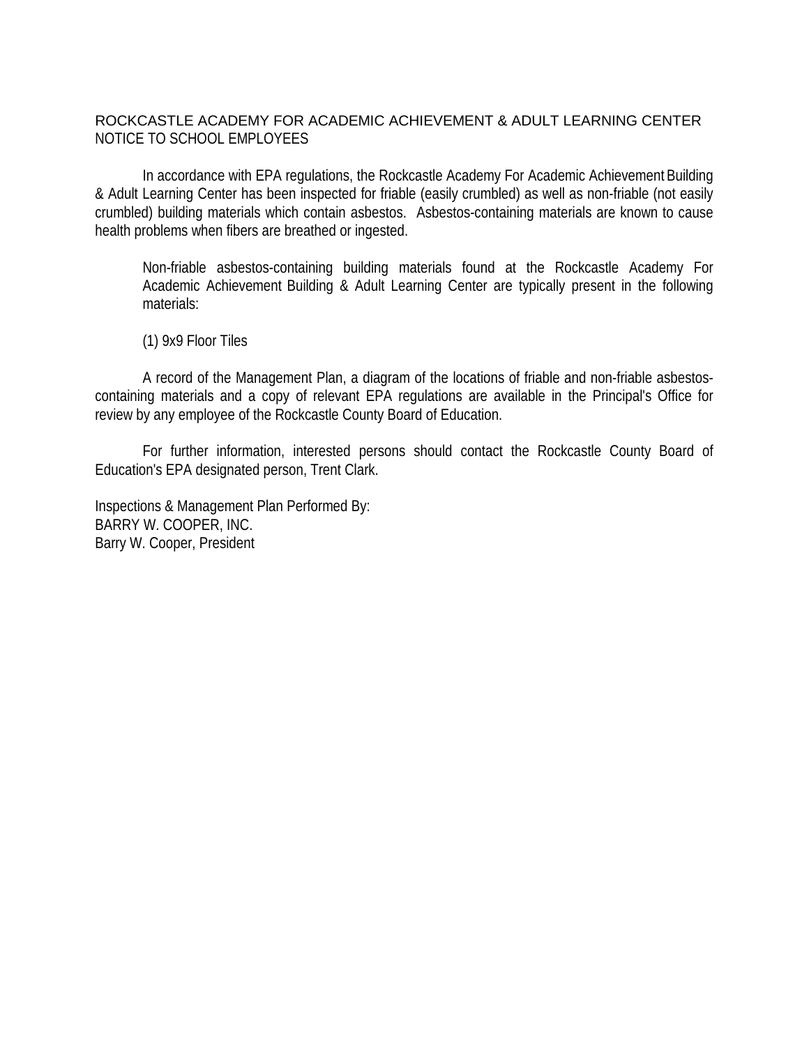# ROCKCASTLE ACADEMY FOR ACADEMIC ACHIEVEMENT & ADULT LEARNING CENTER
## NOTICE TO SCHOOL EMPLOYEES

In accordance with EPA regulations, the Rockcastle Academy For Academic Achievement Building & Adult Learning Center has been inspected for friable (easily crumbled) as well as non-friable (not easily crumbled) building materials which contain asbestos. Asbestos-containing materials are known to cause health problems when fibers are breathed or ingested.

> Non-friable asbestos-containing building materials found at the Rockcastle Academy For Academic Achievement Building & Adult Learning Center are typically present in the following materials:
>
> (1) 9x9 Floor Tiles

A record of the Management Plan, a diagram of the locations of friable and non-friable asbestos-containing materials and a copy of relevant EPA regulations are available in the Principal's Office for review by any employee of the Rockcastle County Board of Education.

For further information, interested persons should contact the Rockcastle County Board of Education's EPA designated person, Trent Clark.

Inspections & Management Plan Performed By:
BARRY W. COOPER, INC.
Barry W. Cooper, President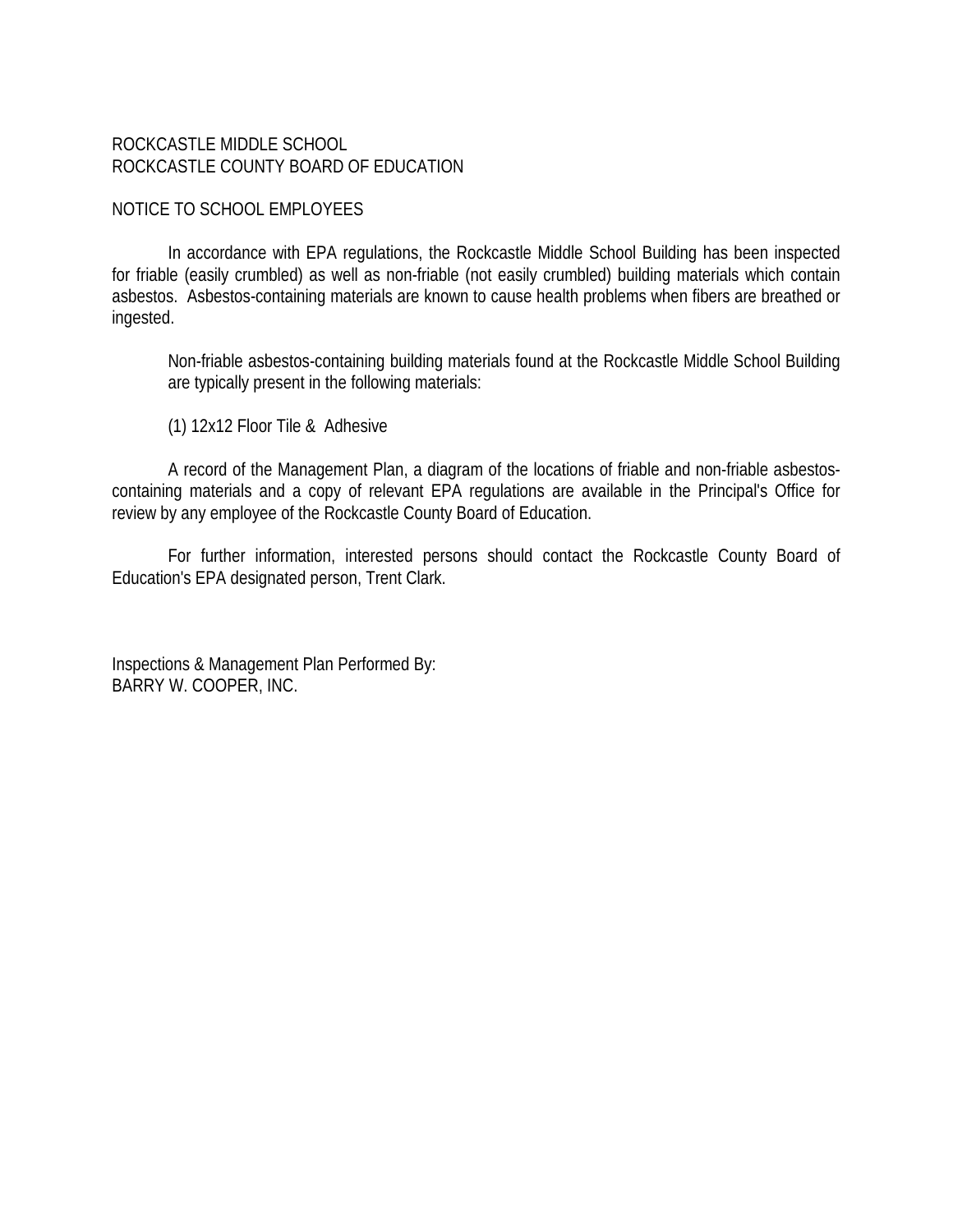ROCKCASTLE MIDDLE SCHOOL
ROCKCASTLE COUNTY BOARD OF EDUCATION

NOTICE TO SCHOOL EMPLOYEES

In accordance with EPA regulations, the Rockcastle Middle School Building has been inspected for friable (easily crumbled) as well as non-friable (not easily crumbled) building materials which contain asbestos. Asbestos-containing materials are known to cause health problems when fibers are breathed or ingested.

Non-friable asbestos-containing building materials found at the Rockcastle Middle School Building are typically present in the following materials:

(1) 12x12 Floor Tile & Adhesive

A record of the Management Plan, a diagram of the locations of friable and non-friable asbestos-containing materials and a copy of relevant EPA regulations are available in the Principal's Office for review by any employee of the Rockcastle County Board of Education.

For further information, interested persons should contact the Rockcastle County Board of Education's EPA designated person, Trent Clark.

Inspections & Management Plan Performed By:
BARRY W. COOPER, INC.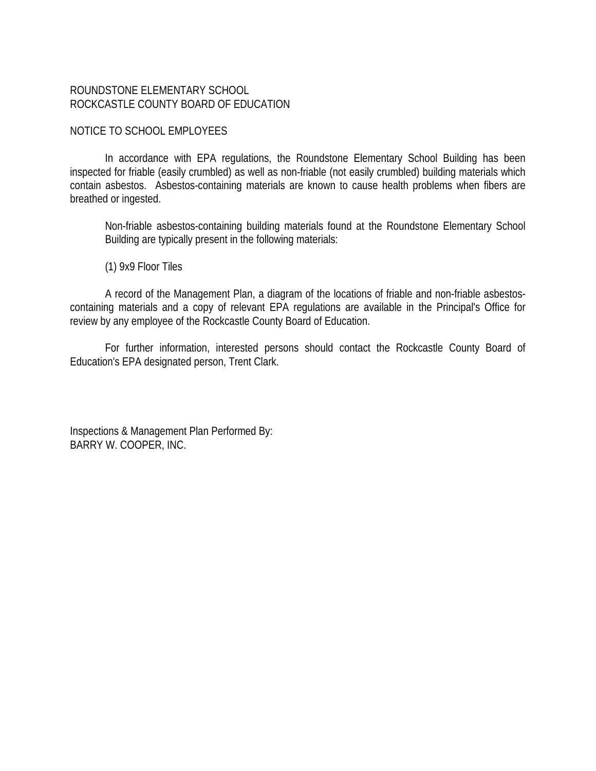ROUNDSTONE ELEMENTARY SCHOOL
ROCKCASTLE COUNTY BOARD OF EDUCATION

NOTICE TO SCHOOL EMPLOYEES

In accordance with EPA regulations, the Roundstone Elementary School Building has been inspected for friable (easily crumbled) as well as non-friable (not easily crumbled) building materials which contain asbestos. Asbestos-containing materials are known to cause health problems when fibers are breathed or ingested.

Non-friable asbestos-containing building materials found at the Roundstone Elementary School Building are typically present in the following materials:

(1) 9x9 Floor Tiles

A record of the Management Plan, a diagram of the locations of friable and non-friable asbestos-containing materials and a copy of relevant EPA regulations are available in the Principal's Office for review by any employee of the Rockcastle County Board of Education.

For further information, interested persons should contact the Rockcastle County Board of Education's EPA designated person, Trent Clark.

Inspections & Management Plan Performed By:
BARRY W. COOPER, INC.